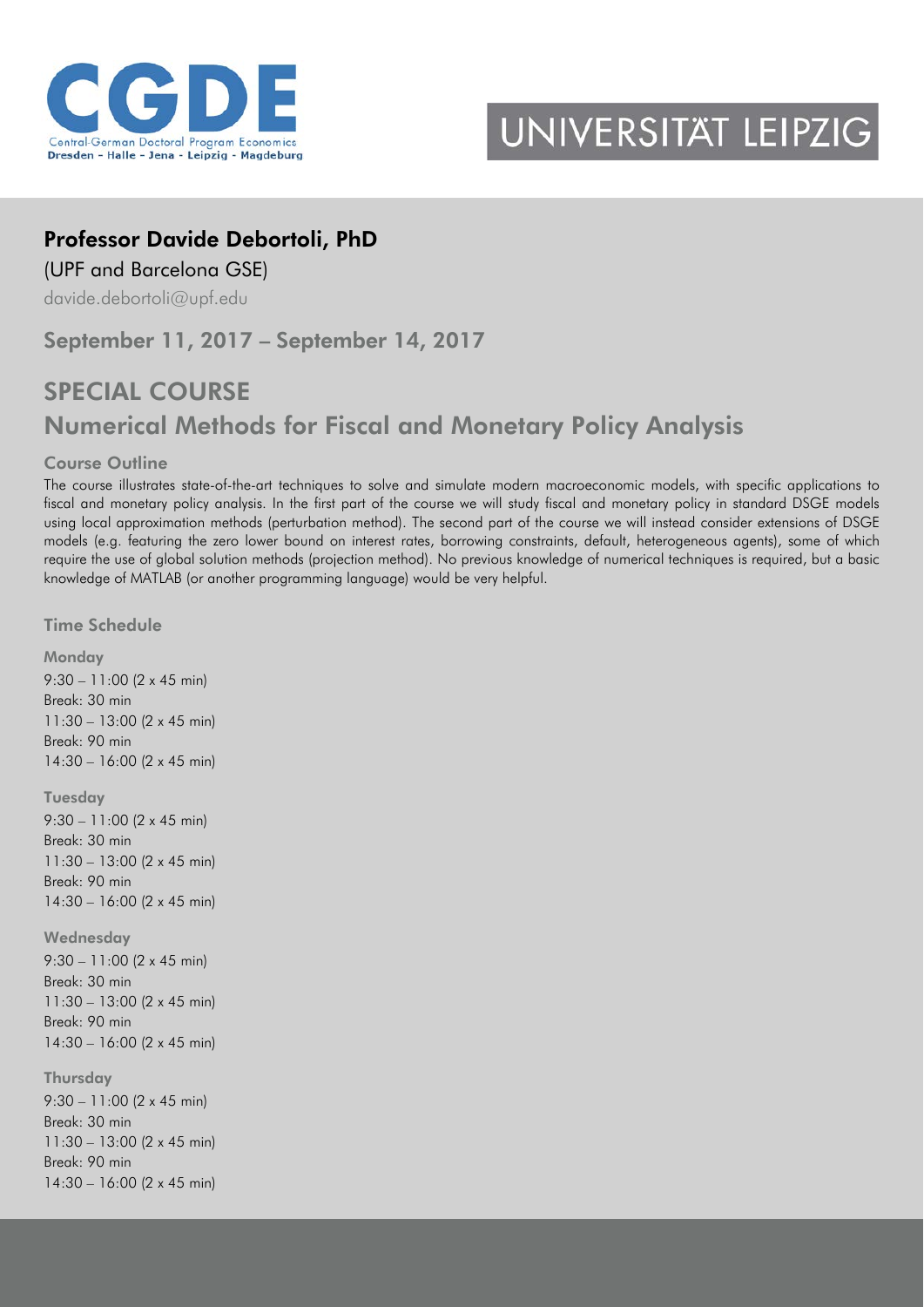CGDE

Central-German Doctoral Program Economics
Dresden - Halle - Jena - Leipzig - Magdeburg

UNIVERSITÄT LEIPZIG

## Professor Davide Debortoli, PhD

(UPF and Barcelona GSE)

davide.debortoli@upf.edu

### September 11, 2017 – September 14, 2017

# SPECIAL COURSE

# Numerical Methods for Fiscal and Monetary Policy Analysis

### Course Outline

The course illustrates state-of-the-art techniques to solve and simulate modern macroeconomic models, with specific applications to fiscal and monetary policy analysis. In the first part of the course we will study fiscal and monetary policy in standard DSGE models using local approximation methods (perturbation method). The second part of the course we will instead consider extensions of DSGE models (e.g. featuring the zero lower bound on interest rates, borrowing constraints, default, heterogeneous agents), some of which require the use of global solution methods (projection method). No previous knowledge of numerical techniques is required, but a basic knowledge of MATLAB (or another programming language) would be very helpful.

### Time Schedule

**Monday**

9:30 – 11:00 (2 x 45 min)
Break: 30 min
11:30 – 13:00 (2 x 45 min)
Break: 90 min
14:30 – 16:00 (2 x 45 min)

**Tuesday**

9:30 – 11:00 (2 x 45 min)
Break: 30 min
11:30 – 13:00 (2 x 45 min)
Break: 90 min
14:30 – 16:00 (2 x 45 min)

**Wednesday**

9:30 – 11:00 (2 x 45 min)
Break: 30 min
11:30 – 13:00 (2 x 45 min)
Break: 90 min
14:30 – 16:00 (2 x 45 min)

**Thursday**

9:30 – 11:00 (2 x 45 min)
Break: 30 min
11:30 – 13:00 (2 x 45 min)
Break: 90 min
14:30 – 16:00 (2 x 45 min)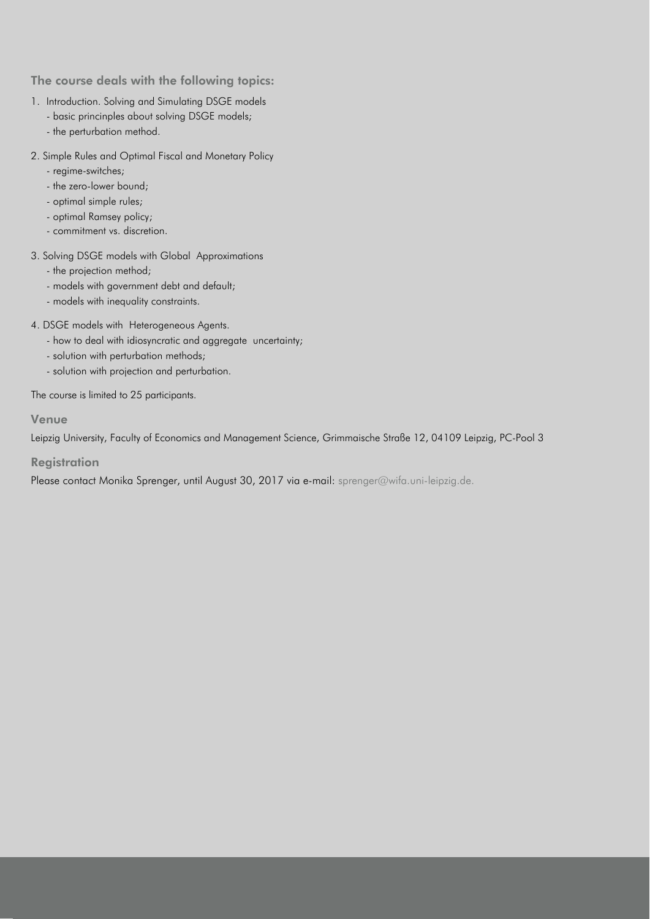### The course deals with the following topics:

1. Introduction. Solving and Simulating DSGE models
   - basic princinples about solving DSGE models;
   - the perturbation method.

2. Simple Rules and Optimal Fiscal and Monetary Policy
   - regime-switches;
   - the zero-lower bound;
   - optimal simple rules;
   - optimal Ramsey policy;
   - commitment vs. discretion.

3. Solving DSGE models with Global Approximations
   - the projection method;
   - models with government debt and default;
   - models with inequality constraints.

4. DSGE models with Heterogeneous Agents.
   - how to deal with idiosyncratic and aggregate uncertainty;
   - solution with perturbation methods;
   - solution with projection and perturbation.

The course is limited to 25 participants.

### Venue

Leipzig University, Faculty of Economics and Management Science, Grimmaische Straße 12, 04109 Leipzig, PC-Pool 3

### Registration

Please contact Monika Sprenger, until August 30, 2017 via e-mail: sprenger@wifa.uni-leipzig.de.